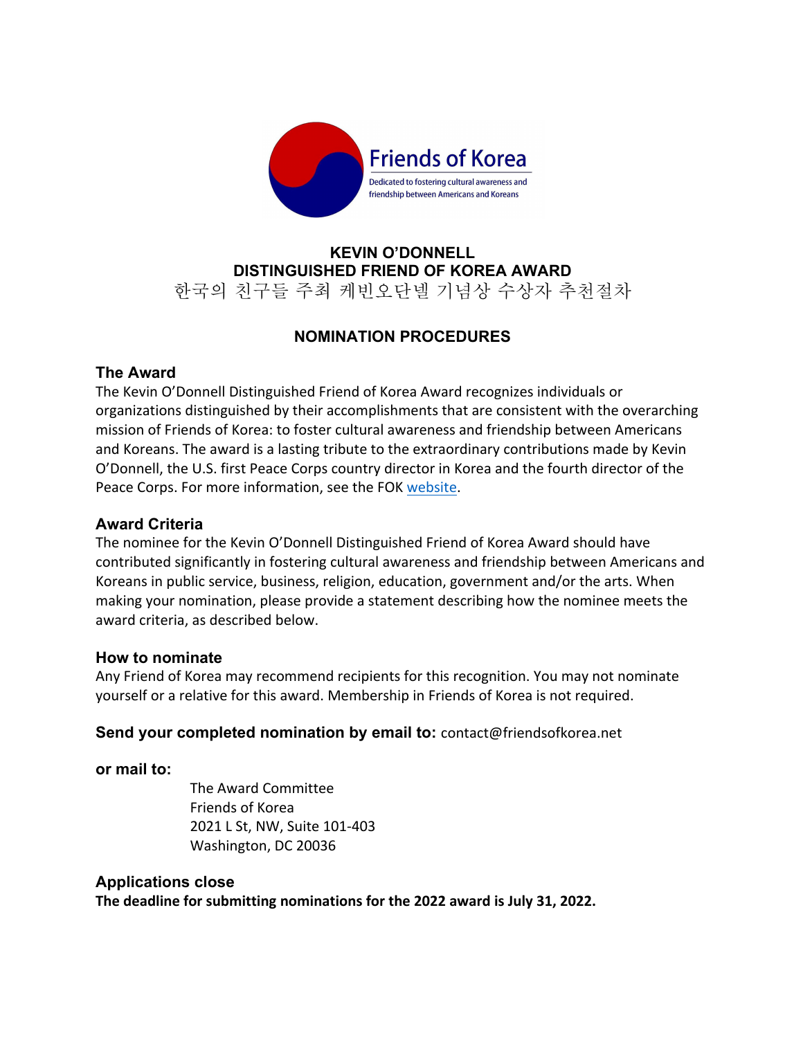Friends of Korea

Dedicated to fostering cultural awareness and friendship between Americans and Koreans

# KEVIN O'DONNELL
# DISTINGUISHED FRIEND OF KOREA AWARD

한국의 친구들 주최 케빈오단넬 기념상 수상자 추천절차

## NOMINATION PROCEDURES

### The Award

The Kevin O'Donnell Distinguished Friend of Korea Award recognizes individuals or organizations distinguished by their accomplishments that are consistent with the overarching mission of Friends of Korea: to foster cultural awareness and friendship between Americans and Koreans. The award is a lasting tribute to the extraordinary contributions made by Kevin O'Donnell, the U.S. first Peace Corps country director in Korea and the fourth director of the Peace Corps. For more information, see the FOK website.

### Award Criteria

The nominee for the Kevin O'Donnell Distinguished Friend of Korea Award should have contributed significantly in fostering cultural awareness and friendship between Americans and Koreans in public service, business, religion, education, government and/or the arts. When making your nomination, please provide a statement describing how the nominee meets the award criteria, as described below.

### How to nominate

Any Friend of Korea may recommend recipients for this recognition. You may not nominate yourself or a relative for this award. Membership in Friends of Korea is not required.

**Send your completed nomination by email to:** contact@friendsofkorea.net

**or mail to:**

The Award Committee
Friends of Korea
2021 L St, NW, Suite 101-403
Washington, DC 20036

### Applications close

**The deadline for submitting nominations for the 2022 award is July 31, 2022.**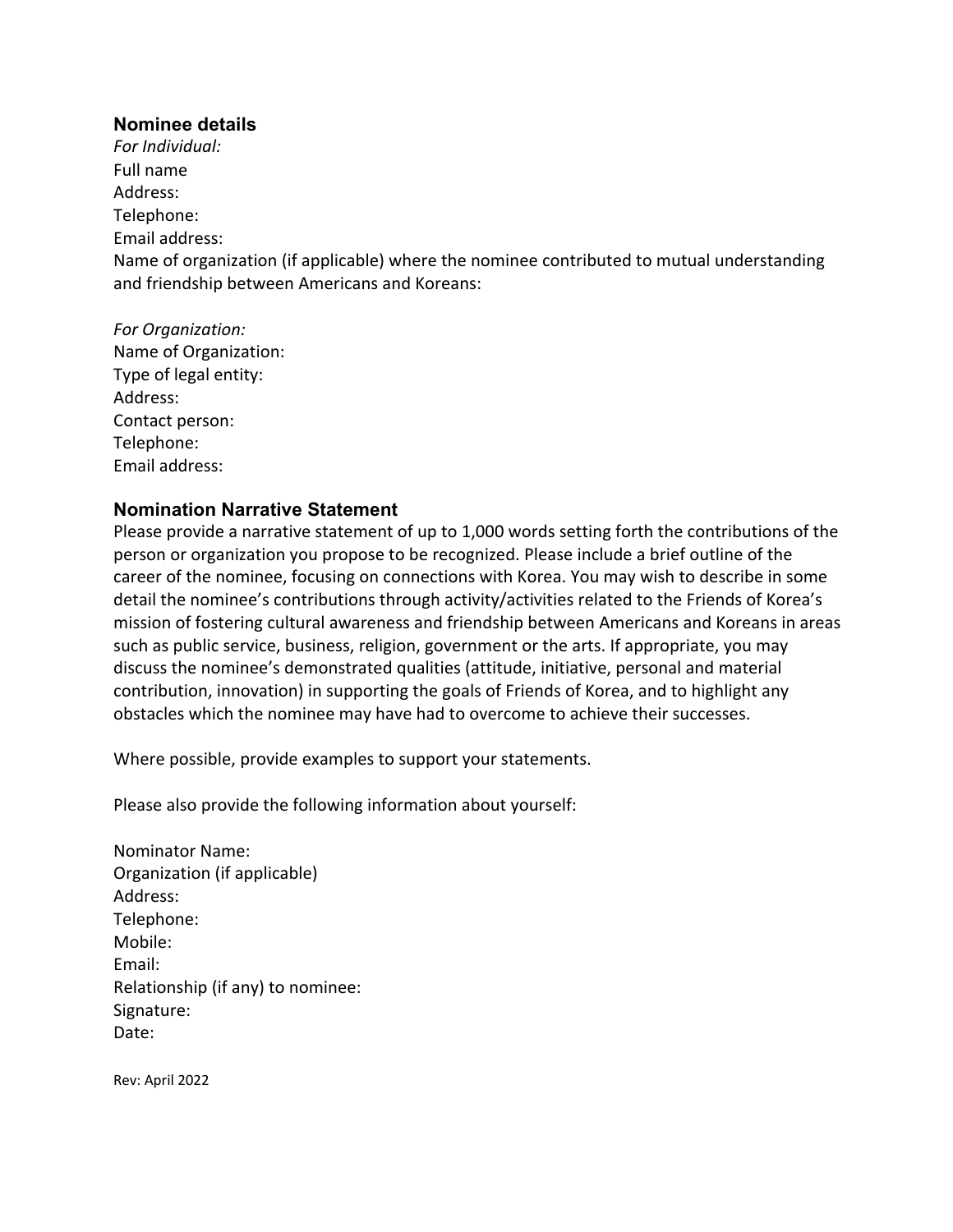## Nominee details

*For Individual:*

Full name
Address:
Telephone:
Email address:
Name of organization (if applicable) where the nominee contributed to mutual understanding and friendship between Americans and Koreans:

*For Organization:*

Name of Organization:
Type of legal entity:
Address:
Contact person:
Telephone:
Email address:

## Nomination Narrative Statement

Please provide a narrative statement of up to 1,000 words setting forth the contributions of the person or organization you propose to be recognized. Please include a brief outline of the career of the nominee, focusing on connections with Korea. You may wish to describe in some detail the nominee's contributions through activity/activities related to the Friends of Korea's mission of fostering cultural awareness and friendship between Americans and Koreans in areas such as public service, business, religion, government or the arts. If appropriate, you may discuss the nominee's demonstrated qualities (attitude, initiative, personal and material contribution, innovation) in supporting the goals of Friends of Korea, and to highlight any obstacles which the nominee may have had to overcome to achieve their successes.

Where possible, provide examples to support your statements.

Please also provide the following information about yourself:

Nominator Name:
Organization (if applicable)
Address:
Telephone:
Mobile:
Email:
Relationship (if any) to nominee:
Signature:
Date:

Rev: April 2022